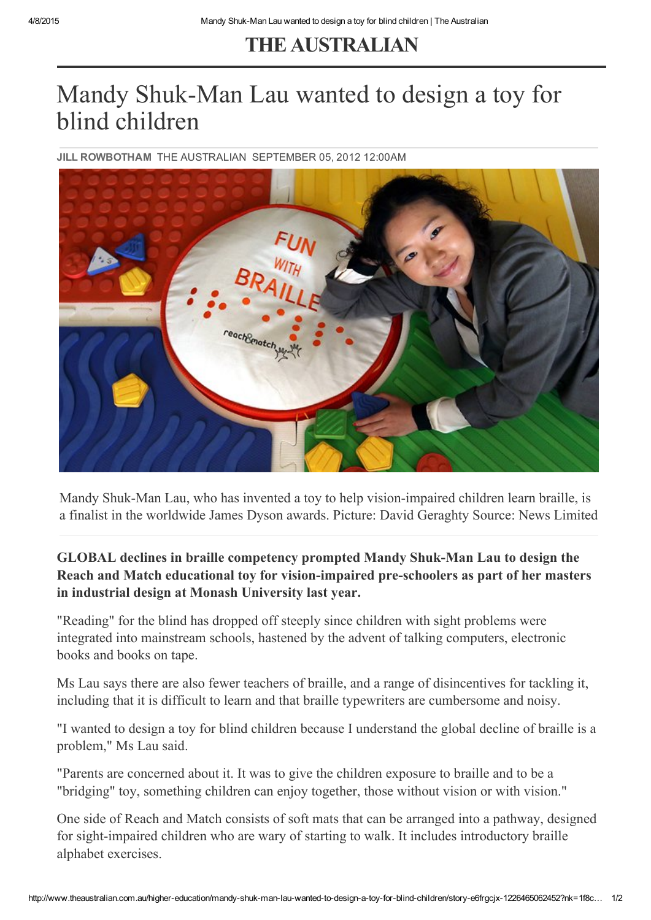THE AUSTRALIAN

# Mandy Shuk-Man Lau wanted to design a toy for blind children

**JILL ROWBOTHAM** THE AUSTRALIAN SEPTEMBER 05, 2012 12:00AM

Mandy Shuk-Man Lau, who has invented a toy to help vision-impaired children learn braille, is a finalist in the worldwide James Dyson awards. Picture: David Geraghty Source: News Limited

**GLOBAL declines in braille competency prompted Mandy Shuk-Man Lau to design the Reach and Match educational toy for vision-impaired pre-schoolers as part of her masters in industrial design at Monash University last year.**

"Reading" for the blind has dropped off steeply since children with sight problems were integrated into mainstream schools, hastened by the advent of talking computers, electronic books and books on tape.

Ms Lau says there are also fewer teachers of braille, and a range of disincentives for tackling it, including that it is difficult to learn and that braille typewriters are cumbersome and noisy.

"I wanted to design a toy for blind children because I understand the global decline of braille is a problem," Ms Lau said.

"Parents are concerned about it. It was to give the children exposure to braille and to be a "bridging" toy, something children can enjoy together, those without vision or with vision."

One side of Reach and Match consists of soft mats that can be arranged into a pathway, designed for sight-impaired children who are wary of starting to walk. It includes introductory braille alphabet exercises.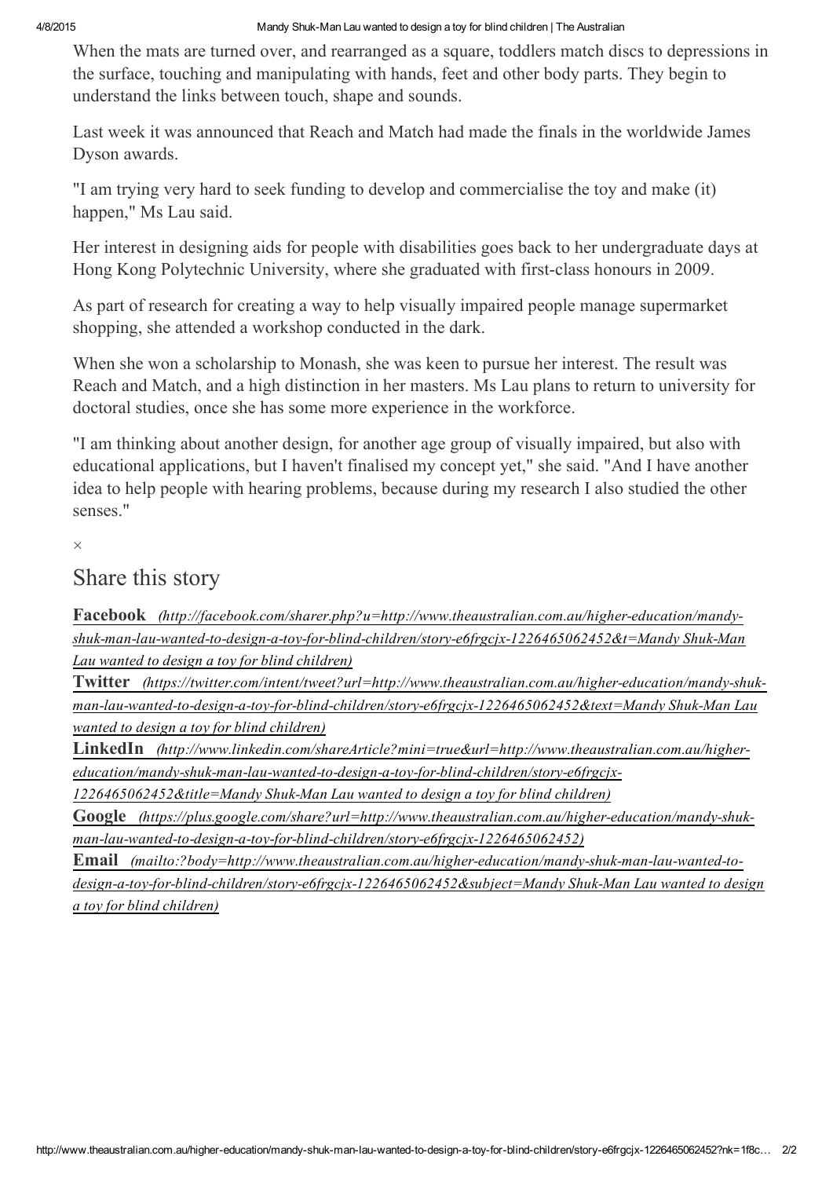When the mats are turned over, and rearranged as a square, toddlers match discs to depressions in the surface, touching and manipulating with hands, feet and other body parts. They begin to understand the links between touch, shape and sounds.

Last week it was announced that Reach and Match had made the finals in the worldwide James Dyson awards.

"I am trying very hard to seek funding to develop and commercialise the toy and make (it) happen," Ms Lau said.

Her interest in designing aids for people with disabilities goes back to her undergraduate days at Hong Kong Polytechnic University, where she graduated with first-class honours in 2009.

As part of research for creating a way to help visually impaired people manage supermarket shopping, she attended a workshop conducted in the dark.

When she won a scholarship to Monash, she was keen to pursue her interest. The result was Reach and Match, and a high distinction in her masters. Ms Lau plans to return to university for doctoral studies, once she has some more experience in the workforce.

"I am thinking about another design, for another age group of visually impaired, but also with educational applications, but I haven't finalised my concept yet," she said. "And I have another idea to help people with hearing problems, because during my research I also studied the other senses."

×

## Share this story

**Facebook** *(http://facebook.com/sharer.php?u=http://www.theaustralian.com.au/higher-education/mandy-shuk-man-lau-wanted-to-design-a-toy-for-blind-children/story-e6frgcjx-1226465062452&t=Mandy Shuk-Man Lau wanted to design a toy for blind children)*

**Twitter** *(https://twitter.com/intent/tweet?url=http://www.theaustralian.com.au/higher-education/mandy-shuk-man-lau-wanted-to-design-a-toy-for-blind-children/story-e6frgcjx-1226465062452&text=Mandy Shuk-Man Lau wanted to design a toy for blind children)*

**LinkedIn** *(http://www.linkedin.com/shareArticle?mini=true&url=http://www.theaustralian.com.au/higher-education/mandy-shuk-man-lau-wanted-to-design-a-toy-for-blind-children/story-e6frgcjx-1226465062452&title=Mandy Shuk-Man Lau wanted to design a toy for blind children)*

**Google** *(https://plus.google.com/share?url=http://www.theaustralian.com.au/higher-education/mandy-shuk-man-lau-wanted-to-design-a-toy-for-blind-children/story-e6frgcjx-1226465062452)*

**Email** *(mailto:?body=http://www.theaustralian.com.au/higher-education/mandy-shuk-man-lau-wanted-to-design-a-toy-for-blind-children/story-e6frgcjx-1226465062452&subject=Mandy Shuk-Man Lau wanted to design a toy for blind children)*